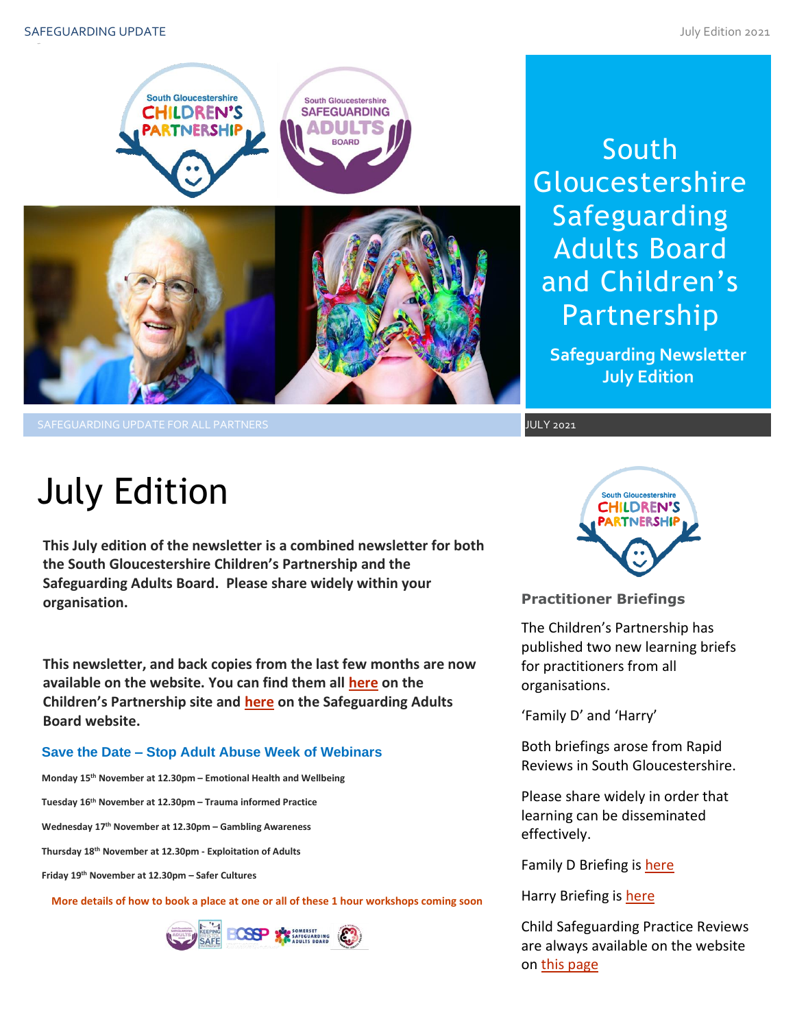# South Gloucestershire Safeguarding Adults Board and Children's Partnership

**Safeguarding Newsletter July Edition**

SAFEGUARDING UPDATE FOR ALL PARTNERS

JULY 2021

# July Edition

**This July edition of the newsletter is a combined newsletter for both the South Gloucestershire Children's Partnership and the Safeguarding Adults Board. Please share widely within your organisation.**

**This newsletter, and back copies from the last few months are now available on the website. You can find them all here on the Children's Partnership site and here on the Safeguarding Adults Board website.**

### Save the Date – Stop Adult Abuse Week of Webinars

**Monday 15th November at 12.30pm – Emotional Health and Wellbeing**

**Tuesday 16th November at 12.30pm – Trauma informed Practice**

**Wednesday 17th November at 12.30pm – Gambling Awareness**

**Thursday 18th November at 12.30pm - Exploitation of Adults**

**Friday 19th November at 12.30pm – Safer Cultures**

**More details of how to book a place at one or all of these 1 hour workshops coming soon**

### Practitioner Briefings

The Children's Partnership has published two new learning briefs for practitioners from all organisations.

'Family D' and 'Harry'

Both briefings arose from Rapid Reviews in South Gloucestershire.

Please share widely in order that learning can be disseminated effectively.

Family D Briefing is here

Harry Briefing is here

Child Safeguarding Practice Reviews are always available on the website on this page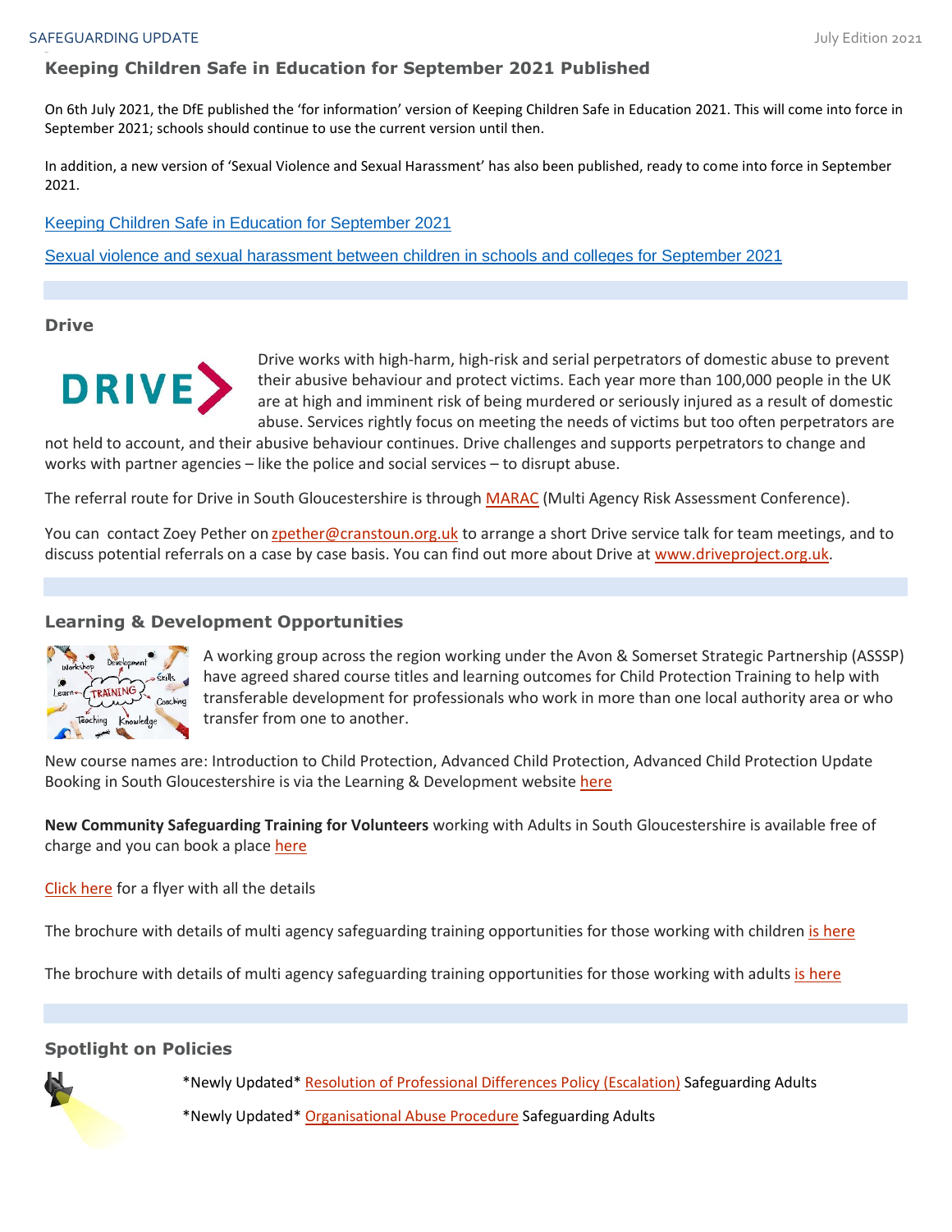## Keeping Children Safe in Education for September 2021 Published

On 6th July 2021, the DfE published the 'for information' version of Keeping Children Safe in Education 2021. This will come into force in September 2021; schools should continue to use the current version until then.

In addition, a new version of 'Sexual Violence and Sexual Harassment' has also been published, ready to come into force in September 2021.

Keeping Children Safe in Education for September 2021

Sexual violence and sexual harassment between children in schools and colleges for September 2021

## Drive

Drive works with high-harm, high-risk and serial perpetrators of domestic abuse to prevent their abusive behaviour and protect victims. Each year more than 100,000 people in the UK are at high and imminent risk of being murdered or seriously injured as a result of domestic abuse. Services rightly focus on meeting the needs of victims but too often perpetrators are not held to account, and their abusive behaviour continues. Drive challenges and supports perpetrators to change and works with partner agencies – like the police and social services – to disrupt abuse.

The referral route for Drive in South Gloucestershire is through MARAC (Multi Agency Risk Assessment Conference).

You can contact Zoey Pether on zpether@cranstoun.org.uk to arrange a short Drive service talk for team meetings, and to discuss potential referrals on a case by case basis. You can find out more about Drive at www.driveproject.org.uk.

## Learning & Development Opportunities

A working group across the region working under the Avon & Somerset Strategic Partnership (ASSSP) have agreed shared course titles and learning outcomes for Child Protection Training to help with transferable development for professionals who work in more than one local authority area or who transfer from one to another.

New course names are: Introduction to Child Protection, Advanced Child Protection, Advanced Child Protection Update
Booking in South Gloucestershire is via the Learning & Development website here

**New Community Safeguarding Training for Volunteers** working with Adults in South Gloucestershire is available free of charge and you can book a place here

Click here for a flyer with all the details

The brochure with details of multi agency safeguarding training opportunities for those working with children is here

The brochure with details of multi agency safeguarding training opportunities for those working with adults is here

## Spotlight on Policies

\*Newly Updated\* Resolution of Professional Differences Policy (Escalation) Safeguarding Adults

\*Newly Updated\* Organisational Abuse Procedure Safeguarding Adults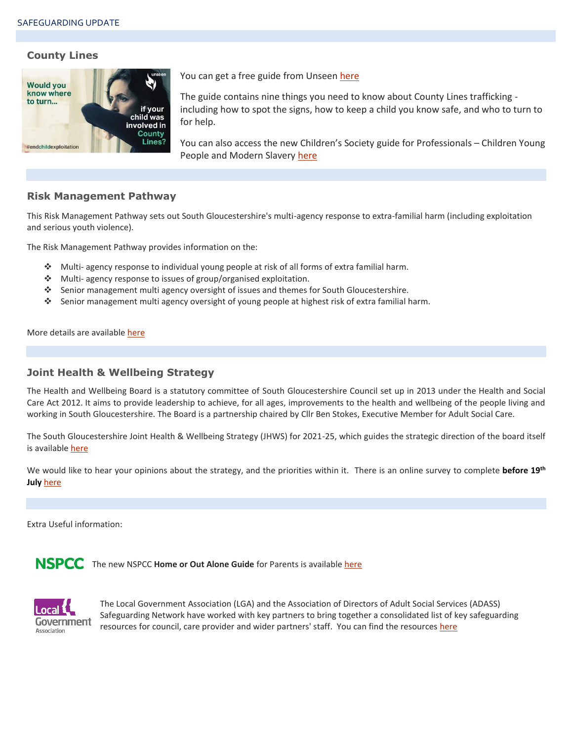## County Lines

You can get a free guide from Unseen here

The guide contains nine things you need to know about County Lines trafficking - including how to spot the signs, how to keep a child you know safe, and who to turn to for help.

You can also access the new Children's Society guide for Professionals – Children Young People and Modern Slavery here

## Risk Management Pathway

This Risk Management Pathway sets out South Gloucestershire's multi-agency response to extra-familial harm (including exploitation and serious youth violence).

The Risk Management Pathway provides information on the:

- Multi- agency response to individual young people at risk of all forms of extra familial harm.
- Multi- agency response to issues of group/organised exploitation.
- Senior management multi agency oversight of issues and themes for South Gloucestershire.
- Senior management multi agency oversight of young people at highest risk of extra familial harm.

More details are available here

## Joint Health & Wellbeing Strategy

The Health and Wellbeing Board is a statutory committee of South Gloucestershire Council set up in 2013 under the Health and Social Care Act 2012. It aims to provide leadership to achieve, for all ages, improvements to the health and wellbeing of the people living and working in South Gloucestershire. The Board is a partnership chaired by Cllr Ben Stokes, Executive Member for Adult Social Care.

The South Gloucestershire Joint Health & Wellbeing Strategy (JHWS) for 2021-25, which guides the strategic direction of the board itself is available here

We would like to hear your opinions about the strategy, and the priorities within it. There is an online survey to complete **before 19th July** here

Extra Useful information:

NSPCC The new NSPCC **Home or Out Alone Guide** for Parents is available here

The Local Government Association (LGA) and the Association of Directors of Adult Social Services (ADASS) Safeguarding Network have worked with key partners to bring together a consolidated list of key safeguarding resources for council, care provider and wider partners' staff. You can find the resources here